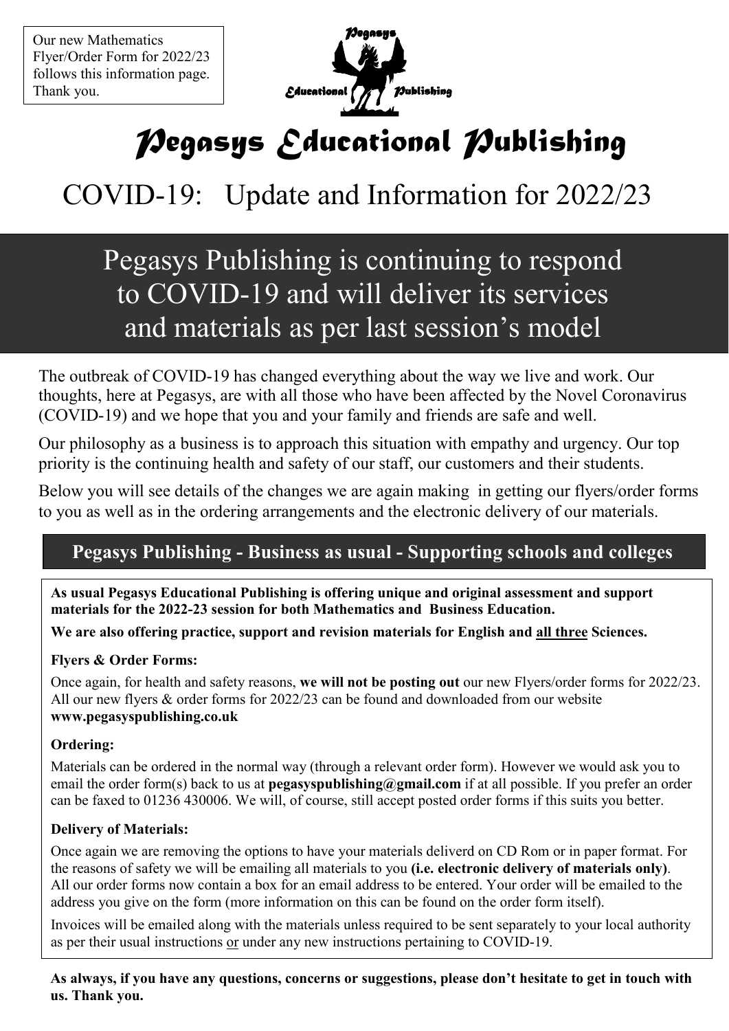Our new Mathematics Flyer/Order Form for 2022/23 follows this information page. Thank you.

# *Pegasys Educational Publishing*

## COVID-19: Update and Information for 2022/23

## Pegasys Publishing is continuing to respond to COVID-19 and will deliver its services and materials as per last session's model

The outbreak of COVID-19 has changed everything about the way we live and work. Our thoughts, here at Pegasys, are with all those who have been affected by the Novel Coronavirus (COVID-19) and we hope that you and your family and friends are safe and well.

Our philosophy as a business is to approach this situation with empathy and urgency. Our top priority is the continuing health and safety of our staff, our customers and their students.

Below you will see details of the changes we are again making in getting our flyers/order forms to you as well as in the ordering arrangements and the electronic delivery of our materials.

### Pegasys Publishing - Business as usual - Supporting schools and colleges

**As usual Pegasys Educational Publishing is offering unique and original assessment and support materials for the 2022-23 session for both Mathematics and Business Education.**

**We are also offering practice, support and revision materials for English and all three Sciences.**

**Flyers & Order Forms:**

Once again, for health and safety reasons, **we will not be posting out** our new Flyers/order forms for 2022/23. All our new flyers & order forms for 2022/23 can be found and downloaded from our website **www.pegasyspublishing.co.uk**

**Ordering:**

Materials can be ordered in the normal way (through a relevant order form). However we would ask you to email the order form(s) back to us at **pegasyspublishing@gmail.com** if at all possible. If you prefer an order can be faxed to 01236 430006. We will, of course, still accept posted order forms if this suits you better.

**Delivery of Materials:**

Once again we are removing the options to have your materials deliverd on CD Rom or in paper format. For the reasons of safety we will be emailing all materials to you **(i.e. electronic delivery of materials only)**. All our order forms now contain a box for an email address to be entered. Your order will be emailed to the address you give on the form (more information on this can be found on the order form itself).

Invoices will be emailed along with the materials unless required to be sent separately to your local authority as per their usual instructions or under any new instructions pertaining to COVID-19.

**As always, if you have any questions, concerns or suggestions, please don't hesitate to get in touch with us. Thank you.**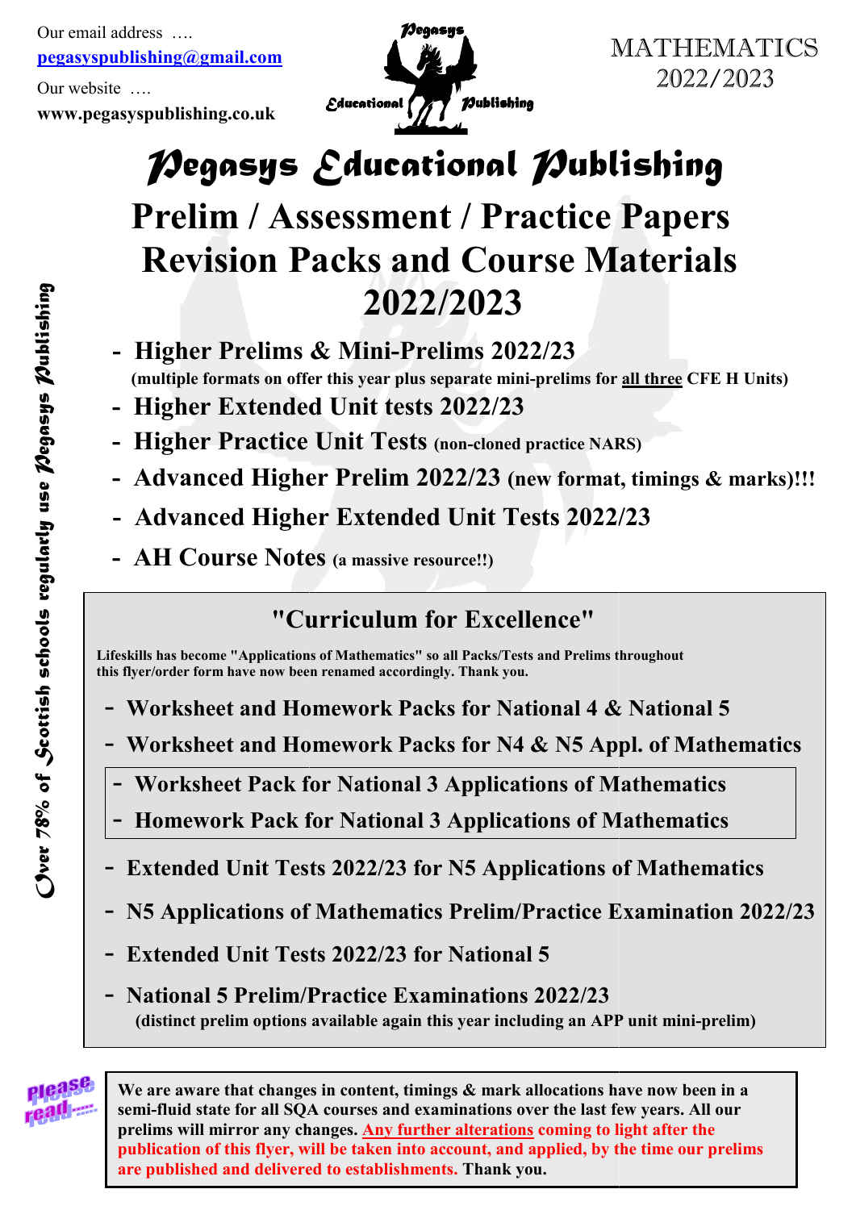Our email address ….
pegasyspublishing@gmail.com

Our website ….
**www.pegasyspublishing.co.uk**

Pegasys Educational Publishing

MATHEMATICS
2022/2023

# Pegasys Educational Publishing

## Prelim / Assessment / Practice Papers Revision Packs and Course Materials 2022/2023

- **Higher Prelims & Mini-Prelims 2022/23**
  **(multiple formats on offer this year plus separate mini-prelims for all three CFE H Units)**
- **Higher Extended Unit tests 2022/23**
- **Higher Practice Unit Tests (non-cloned practice NARS)**
- **Advanced Higher Prelim 2022/23 (new format, timings & marks)!!!**
- **Advanced Higher Extended Unit Tests 2022/23**
- **AH Course Notes (a massive resource!!)**

### "Curriculum for Excellence"

**Lifeskills has become "Applications of Mathematics" so all Packs/Tests and Prelims throughout this flyer/order form have now been renamed accordingly. Thank you.**

- **Worksheet and Homework Packs for National 4 & National 5**
- **Worksheet and Homework Packs for N4 & N5 Appl. of Mathematics**
- **Worksheet Pack for National 3 Applications of Mathematics**
- **Homework Pack for National 3 Applications of Mathematics**
- **Extended Unit Tests 2022/23 for N5 Applications of Mathematics**
- **N5 Applications of Mathematics Prelim/Practice Examination 2022/23**
- **Extended Unit Tests 2022/23 for National 5**
- **National 5 Prelim/Practice Examinations 2022/23**
  **(distinct prelim options available again this year including an APP unit mini-prelim)**

Please read.....

**We are aware that changes in content, timings & mark allocations have now been in a semi-fluid state for all SQA courses and examinations over the last few years. All our prelims will mirror any changes. Any further alterations coming to light after the publication of this flyer, will be taken into account, and applied, by the time our prelims are published and delivered to establishments. Thank you.**

Over 78% of Scottish schools regularly use Pegasys Publishing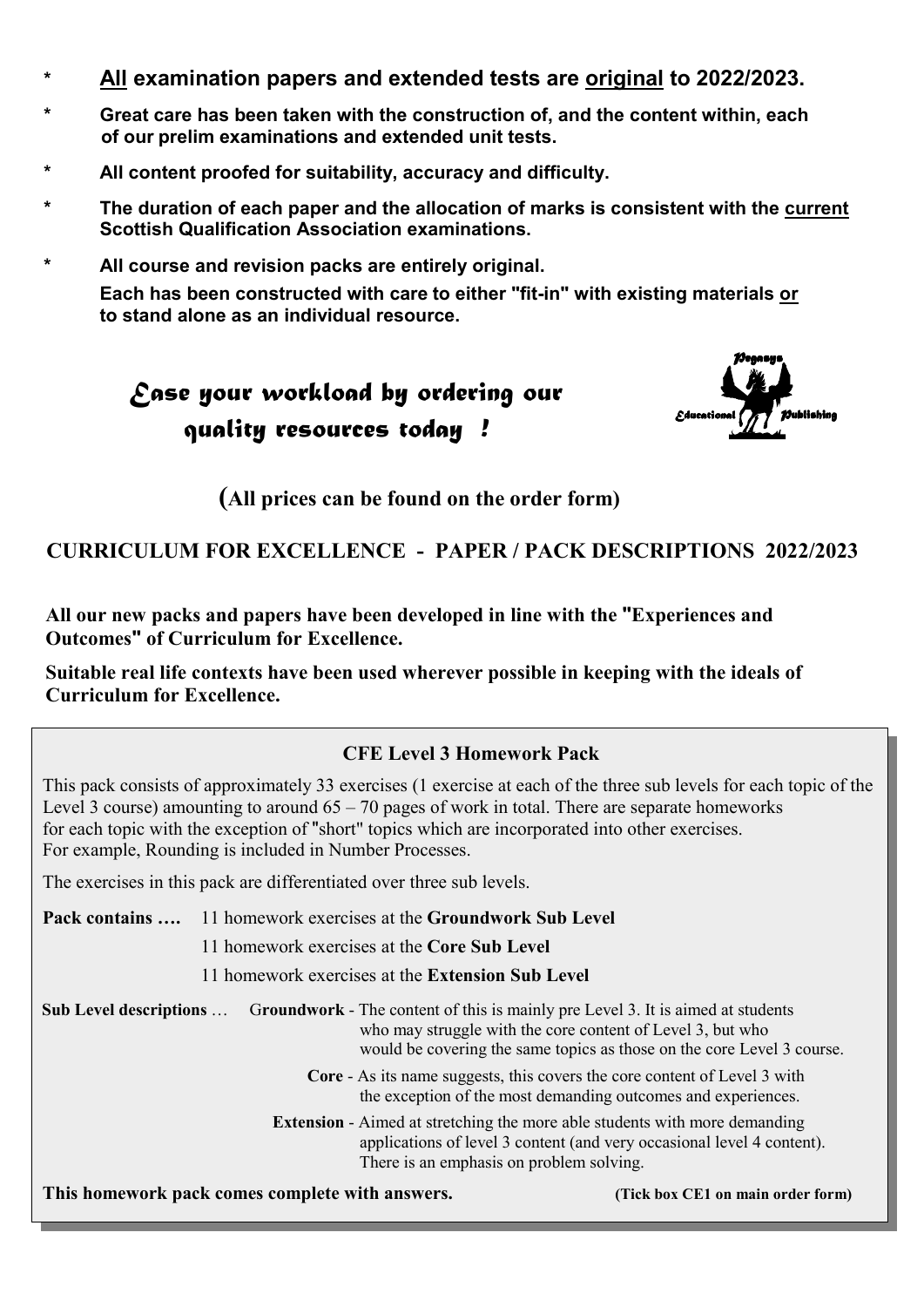\* **<u>All</u> examination papers and extended tests are <u>original</u> to 2022/2023.**

\* **Great care has been taken with the construction of, and the content within, each of our prelim examinations and extended unit tests.**

\* **All content proofed for suitability, accuracy and difficulty.**

\* **The duration of each paper and the allocation of marks is consistent with the <u>current</u> Scottish Qualification Association examinations.**

\* **All course and revision packs are entirely original.**
**Each has been constructed with care to either "fit-in" with existing materials <u>or</u> to stand alone as an individual resource.**

*Ease your workload by ordering our quality resources today !*

Pegasus Educational Publishing

**(All prices can be found on the order form)**

## CURRICULUM FOR EXCELLENCE - PAPER / PACK DESCRIPTIONS 2022/2023

**All our new packs and papers have been developed in line with the "Experiences and Outcomes" of Curriculum for Excellence.**

**Suitable real life contexts have been used wherever possible in keeping with the ideals of Curriculum for Excellence.**

### CFE Level 3 Homework Pack

This pack consists of approximately 33 exercises (1 exercise at each of the three sub levels for each topic of the Level 3 course) amounting to around 65 – 70 pages of work in total. There are separate homeworks for each topic with the exception of "short" topics which are incorporated into other exercises. For example, Rounding is included in Number Processes.

The exercises in this pack are differentiated over three sub levels.

**Pack contains ….** 11 homework exercises at the **Groundwork Sub Level**
11 homework exercises at the **Core Sub Level**
11 homework exercises at the **Extension Sub Level**

**Sub Level descriptions** …

**Groundwork** - The content of this is mainly pre Level 3. It is aimed at students who may struggle with the core content of Level 3, but who would be covering the same topics as those on the core Level 3 course.

**Core** - As its name suggests, this covers the core content of Level 3 with the exception of the most demanding outcomes and experiences.

**Extension** - Aimed at stretching the more able students with more demanding applications of level 3 content (and very occasional level 4 content). There is an emphasis on problem solving.

**This homework pack comes complete with answers.** **(Tick box CE1 on main order form)**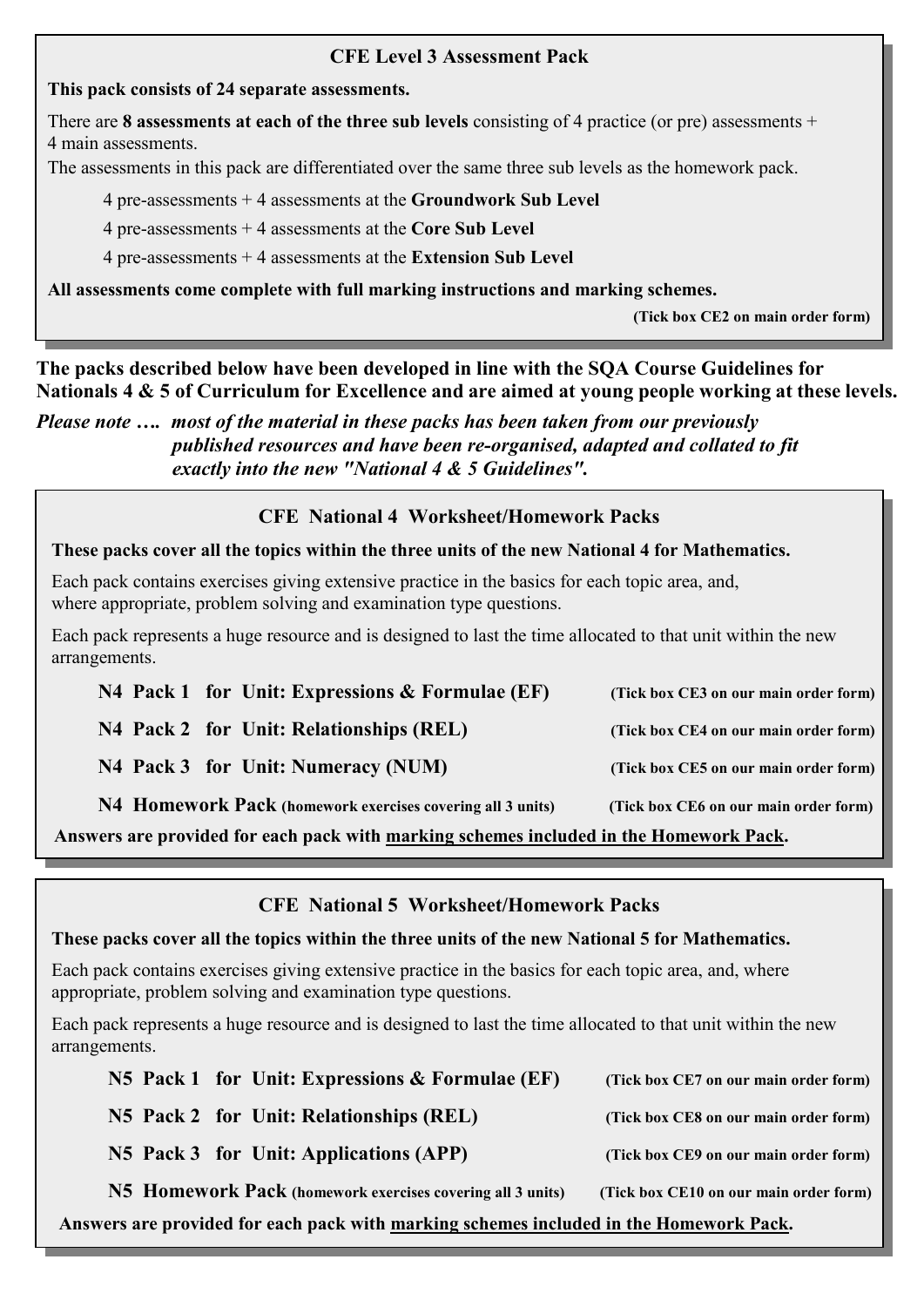### CFE Level 3 Assessment Pack

**This pack consists of 24 separate assessments.**

There are **8 assessments at each of the three sub levels** consisting of 4 practice (or pre) assessments + 4 main assessments.
The assessments in this pack are differentiated over the same three sub levels as the homework pack.

- 4 pre-assessments + 4 assessments at the **Groundwork Sub Level**
- 4 pre-assessments + 4 assessments at the **Core Sub Level**
- 4 pre-assessments + 4 assessments at the **Extension Sub Level**

**All assessments come complete with full marking instructions and marking schemes.**

**(Tick box CE2 on main order form)**

**The packs described below have been developed in line with the SQA Course Guidelines for Nationals 4 & 5 of Curriculum for Excellence and are aimed at young people working at these levels.**

***Please note …. most of the material in these packs has been taken from our previously published resources and have been re-organised, adapted and collated to fit exactly into the new "National 4 & 5 Guidelines".***

### CFE National 4 Worksheet/Homework Packs

**These packs cover all the topics within the three units of the new National 4 for Mathematics.**

Each pack contains exercises giving extensive practice in the basics for each topic area, and, where appropriate, problem solving and examination type questions.

Each pack represents a huge resource and is designed to last the time allocated to that unit within the new arrangements.

- **N4 Pack 1 for Unit: Expressions & Formulae (EF)** **(Tick box CE3 on our main order form)**
- **N4 Pack 2 for Unit: Relationships (REL)** **(Tick box CE4 on our main order form)**
- **N4 Pack 3 for Unit: Numeracy (NUM)** **(Tick box CE5 on our main order form)**
- **N4 Homework Pack (homework exercises covering all 3 units)** **(Tick box CE6 on our main order form)**

**Answers are provided for each pack with marking schemes included in the Homework Pack.**

### CFE National 5 Worksheet/Homework Packs

**These packs cover all the topics within the three units of the new National 5 for Mathematics.**

Each pack contains exercises giving extensive practice in the basics for each topic area, and, where appropriate, problem solving and examination type questions.

Each pack represents a huge resource and is designed to last the time allocated to that unit within the new arrangements.

- **N5 Pack 1 for Unit: Expressions & Formulae (EF)** **(Tick box CE7 on our main order form)**
- **N5 Pack 2 for Unit: Relationships (REL)** **(Tick box CE8 on our main order form)**
- **N5 Pack 3 for Unit: Applications (APP)** **(Tick box CE9 on our main order form)**
- **N5 Homework Pack (homework exercises covering all 3 units)** **(Tick box CE10 on our main order form)**

**Answers are provided for each pack with marking schemes included in the Homework Pack.**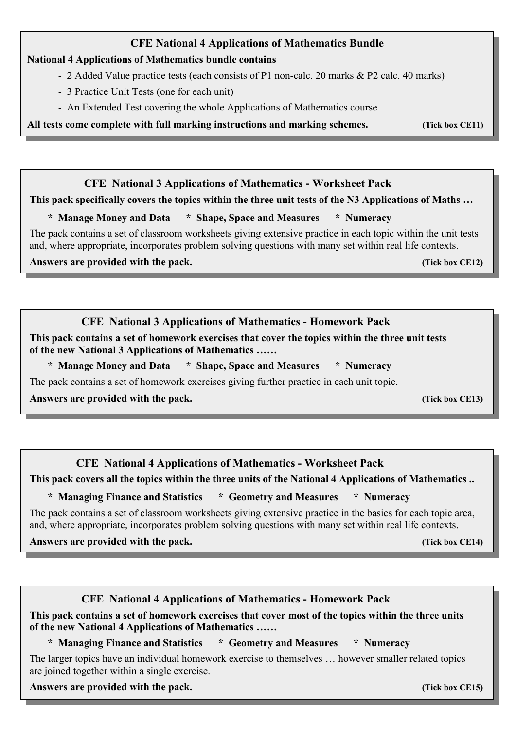## CFE National 4 Applications of Mathematics Bundle

**National 4 Applications of Mathematics bundle contains**

- 2 Added Value practice tests (each consists of P1 non-calc. 20 marks & P2 calc. 40 marks)
- 3 Practice Unit Tests (one for each unit)
- An Extended Test covering the whole Applications of Mathematics course

**All tests come complete with full marking instructions and marking schemes.** **(Tick box CE11)**

## CFE National 3 Applications of Mathematics - Worksheet Pack

**This pack specifically covers the topics within the three unit tests of the N3 Applications of Maths …**

**\* Manage Money and Data \* Shape, Space and Measures \* Numeracy**

The pack contains a set of classroom worksheets giving extensive practice in each topic within the unit tests and, where appropriate, incorporates problem solving questions with many set within real life contexts.

**Answers are provided with the pack.** **(Tick box CE12)**

## CFE National 3 Applications of Mathematics - Homework Pack

**This pack contains a set of homework exercises that cover the topics within the three unit tests of the new National 3 Applications of Mathematics ……**

**\* Manage Money and Data \* Shape, Space and Measures \* Numeracy**

The pack contains a set of homework exercises giving further practice in each unit topic.

**Answers are provided with the pack.** **(Tick box CE13)**

## CFE National 4 Applications of Mathematics - Worksheet Pack

**This pack covers all the topics within the three units of the National 4 Applications of Mathematics ..**

**\* Managing Finance and Statistics \* Geometry and Measures \* Numeracy**

The pack contains a set of classroom worksheets giving extensive practice in the basics for each topic area, and, where appropriate, incorporates problem solving questions with many set within real life contexts.

**Answers are provided with the pack.** **(Tick box CE14)**

## CFE National 4 Applications of Mathematics - Homework Pack

**This pack contains a set of homework exercises that cover most of the topics within the three units of the new National 4 Applications of Mathematics ……**

**\* Managing Finance and Statistics \* Geometry and Measures \* Numeracy**

The larger topics have an individual homework exercise to themselves … however smaller related topics are joined together within a single exercise.

**Answers are provided with the pack.** **(Tick box CE15)**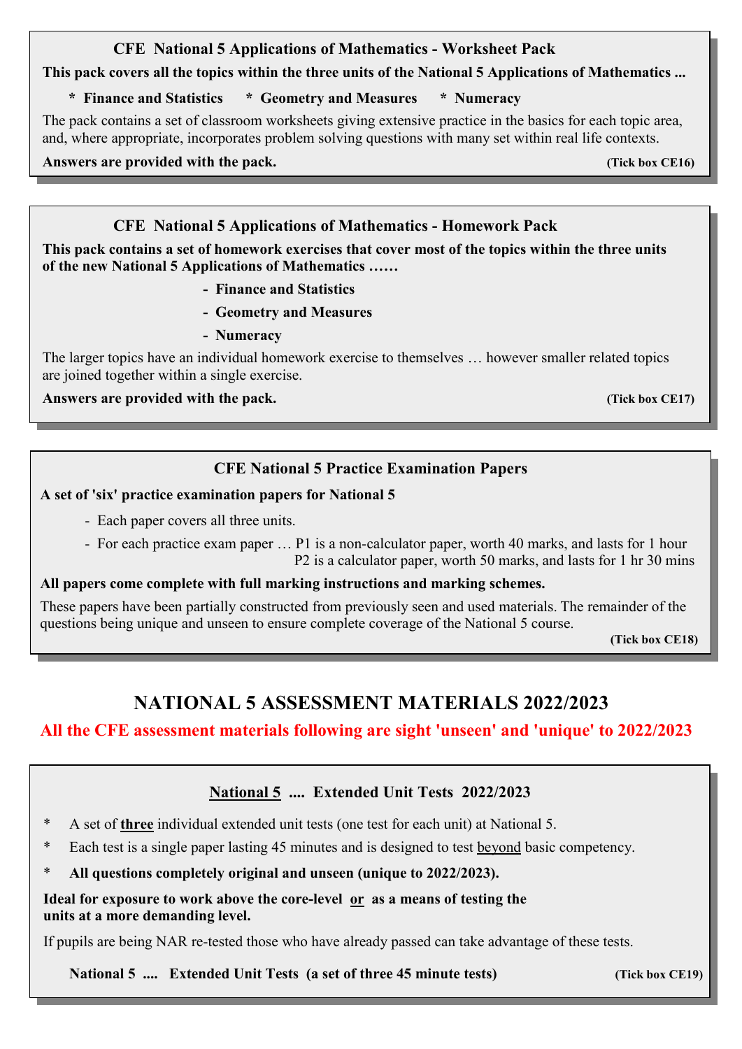### CFE National 5 Applications of Mathematics - Worksheet Pack

**This pack covers all the topics within the three units of the National 5 Applications of Mathematics ...**

**\* Finance and Statistics \* Geometry and Measures \* Numeracy**

The pack contains a set of classroom worksheets giving extensive practice in the basics for each topic area, and, where appropriate, incorporates problem solving questions with many set within real life contexts.

**Answers are provided with the pack.** **(Tick box CE16)**

### CFE National 5 Applications of Mathematics - Homework Pack

**This pack contains a set of homework exercises that cover most of the topics within the three units of the new National 5 Applications of Mathematics ……**

- **Finance and Statistics**
- **Geometry and Measures**
- **Numeracy**

The larger topics have an individual homework exercise to themselves … however smaller related topics are joined together within a single exercise.

**Answers are provided with the pack.** **(Tick box CE17)**

### CFE National 5 Practice Examination Papers

**A set of 'six' practice examination papers for National 5**

- Each paper covers all three units.
- For each practice exam paper … P1 is a non-calculator paper, worth 40 marks, and lasts for 1 hour
  P2 is a calculator paper, worth 50 marks, and lasts for 1 hr 30 mins

**All papers come complete with full marking instructions and marking schemes.**

These papers have been partially constructed from previously seen and used materials. The remainder of the questions being unique and unseen to ensure complete coverage of the National 5 course.

**(Tick box CE18)**

## NATIONAL 5 ASSESSMENT MATERIALS 2022/2023

**All the CFE assessment materials following are sight 'unseen' and 'unique' to 2022/2023**

### National 5 .... Extended Unit Tests 2022/2023

- A set of **three** individual extended unit tests (one test for each unit) at National 5.
- Each test is a single paper lasting 45 minutes and is designed to test beyond basic competency.
- **All questions completely original and unseen (unique to 2022/2023).**

**Ideal for exposure to work above the core-level or as a means of testing the units at a more demanding level.**

If pupils are being NAR re-tested those who have already passed can take advantage of these tests.

**National 5 .... Extended Unit Tests (a set of three 45 minute tests)** **(Tick box CE19)**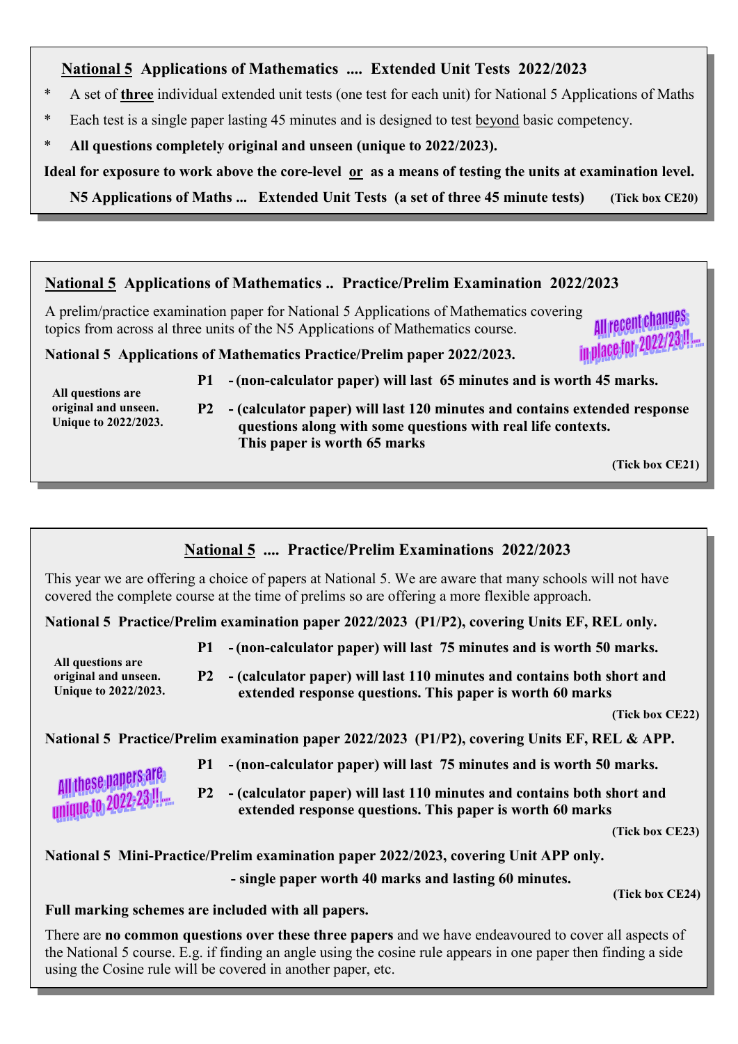## National 5 Applications of Mathematics .... Extended Unit Tests 2022/2023

- A set of **three** individual extended unit tests (one test for each unit) for National 5 Applications of Maths
- Each test is a single paper lasting 45 minutes and is designed to test beyond basic competency.
- **All questions completely original and unseen (unique to 2022/2023).**

**Ideal for exposure to work above the core-level or as a means of testing the units at examination level.**

**N5 Applications of Maths ... Extended Unit Tests (a set of three 45 minute tests)** **(Tick box CE20)**

## National 5 Applications of Mathematics .. Practice/Prelim Examination 2022/2023

A prelim/practice examination paper for National 5 Applications of Mathematics covering topics from across al three units of the N5 Applications of Mathematics course.

All recent changes in place for 2022/23 !! ....

**National 5 Applications of Mathematics Practice/Prelim paper 2022/2023.**

**All questions are original and unseen. Unique to 2022/2023.**

**P1 - (non-calculator paper) will last 65 minutes and is worth 45 marks.**

**P2 - (calculator paper) will last 120 minutes and contains extended response questions along with some questions with real life contexts. This paper is worth 65 marks**

**(Tick box CE21)**

## National 5 .... Practice/Prelim Examinations 2022/2023

This year we are offering a choice of papers at National 5. We are aware that many schools will not have covered the complete course at the time of prelims so are offering a more flexible approach.

**National 5 Practice/Prelim examination paper 2022/2023 (P1/P2), covering Units EF, REL only.**

**All questions are original and unseen. Unique to 2022/2023.**

**P1 - (non-calculator paper) will last 75 minutes and is worth 50 marks.**

**P2 - (calculator paper) will last 110 minutes and contains both short and extended response questions. This paper is worth 60 marks**

**(Tick box CE22)**

**National 5 Practice/Prelim examination paper 2022/2023 (P1/P2), covering Units EF, REL & APP.**

All these papers are unique to 2022-23 !! ....

**P1 - (non-calculator paper) will last 75 minutes and is worth 50 marks.**

**P2 - (calculator paper) will last 110 minutes and contains both short and extended response questions. This paper is worth 60 marks**

**(Tick box CE23)**

**National 5 Mini-Practice/Prelim examination paper 2022/2023, covering Unit APP only.**

**- single paper worth 40 marks and lasting 60 minutes.**

**(Tick box CE24)**

**Full marking schemes are included with all papers.**

There are **no common questions over these three papers** and we have endeavoured to cover all aspects of the National 5 course. E.g. if finding an angle using the cosine rule appears in one paper then finding a side using the Cosine rule will be covered in another paper, etc.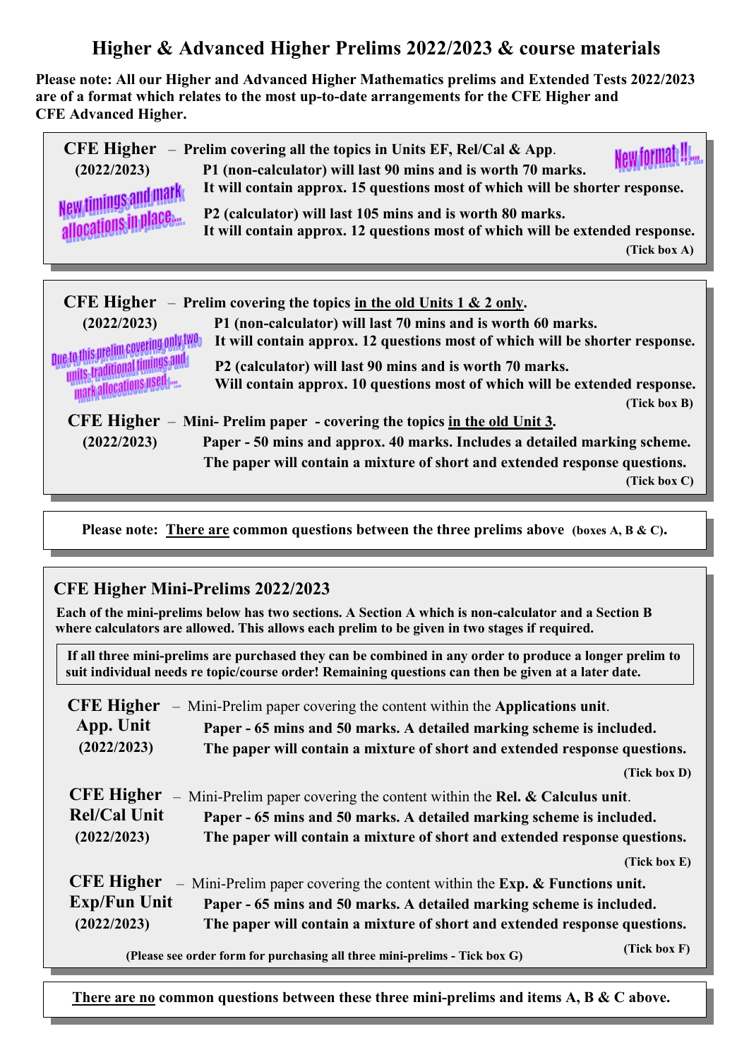# Higher & Advanced Higher Prelims 2022/2023 & course materials

**Please note: All our Higher and Advanced Higher Mathematics prelims and Extended Tests 2022/2023 are of a format which relates to the most up-to-date arrangements for the CFE Higher and CFE Advanced Higher.**

---

**CFE Higher** – **Prelim covering all the topics in Units EF, Rel/Cal & App.**
**(2022/2023)**

*New format !!....*

*New timings and mark allocations in place....*

**P1 (non-calculator) will last 90 mins and is worth 70 marks.**
**It will contain approx. 15 questions most of which will be shorter response.**

**P2 (calculator) will last 105 mins and is worth 80 marks.**
**It will contain approx. 12 questions most of which will be extended response.**

**(Tick box A)**

---

**CFE Higher** – **Prelim covering the topics <u>in the old Units 1 & 2 only</u>.**
**(2022/2023)**

*Due to this prelim covering only two units, traditional timings and mark allocations used....*

**P1 (non-calculator) will last 70 mins and is worth 60 marks.**
**It will contain approx. 12 questions most of which will be shorter response.**

**P2 (calculator) will last 90 mins and is worth 70 marks.**
**Will contain approx. 10 questions most of which will be extended response.**

**(Tick box B)**

**CFE Higher** – **Mini- Prelim paper - covering the topics <u>in the old Unit 3</u>.**
**(2022/2023)**

**Paper - 50 mins and approx. 40 marks. Includes a detailed marking scheme.**
**The paper will contain a mixture of short and extended response questions.**

**(Tick box C)**

---

**Please note: <u>There are</u> common questions between the three prelims above (boxes A, B & C).**

---

## CFE Higher Mini-Prelims 2022/2023

**Each of the mini-prelims below has two sections. A Section A which is non-calculator and a Section B where calculators are allowed. This allows each prelim to be given in two stages if required.**

**If all three mini-prelims are purchased they can be combined in any order to produce a longer prelim to suit individual needs re topic/course order! Remaining questions can then be given at a later date.**

**CFE Higher App. Unit (2022/2023)** – Mini-Prelim paper covering the content within the **Applications unit**.
**Paper - 65 mins and 50 marks. A detailed marking scheme is included.**
**The paper will contain a mixture of short and extended response questions.**

**(Tick box D)**

**CFE Higher Rel/Cal Unit (2022/2023)** – Mini-Prelim paper covering the content within the **Rel. & Calculus unit**.
**Paper - 65 mins and 50 marks. A detailed marking scheme is included.**
**The paper will contain a mixture of short and extended response questions.**

**(Tick box E)**

**CFE Higher Exp/Fun Unit (2022/2023)** – Mini-Prelim paper covering the content within the **Exp. & Functions unit.**
**Paper - 65 mins and 50 marks. A detailed marking scheme is included.**
**The paper will contain a mixture of short and extended response questions.**

**(Tick box F)**

**(Please see order form for purchasing all three mini-prelims - Tick box G)**

---

**<u>There are no</u> common questions between these three mini-prelims and items A, B & C above.**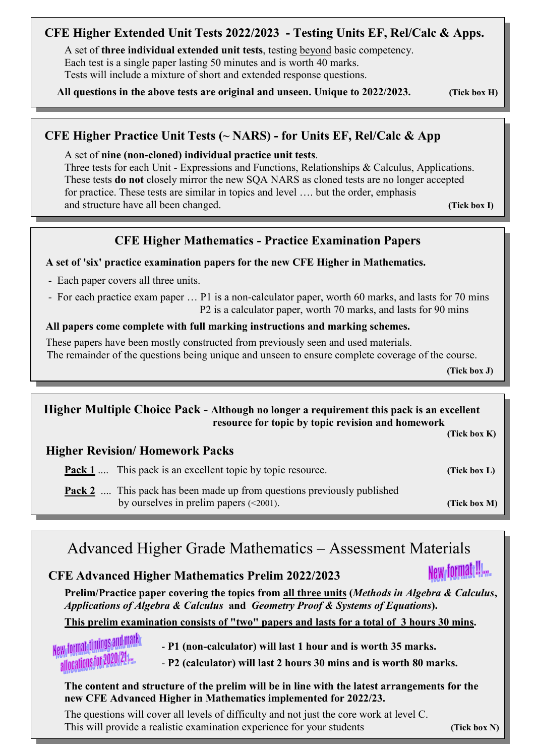### CFE Higher Extended Unit Tests 2022/2023 - Testing Units EF, Rel/Calc & Apps.

A set of **three individual extended unit tests**, testing beyond basic competency.
Each test is a single paper lasting 50 minutes and is worth 40 marks.
Tests will include a mixture of short and extended response questions.

**All questions in the above tests are original and unseen. Unique to 2022/2023.** **(Tick box H)**

### CFE Higher Practice Unit Tests (~ NARS) - for Units EF, Rel/Calc & App

A set of **nine (non-cloned) individual practice unit tests**.
Three tests for each Unit - Expressions and Functions, Relationships & Calculus, Applications.
These tests **do not** closely mirror the new SQA NARS as cloned tests are no longer accepted for practice. These tests are similar in topics and level …. but the order, emphasis and structure have all been changed. **(Tick box I)**

### CFE Higher Mathematics - Practice Examination Papers

**A set of 'six' practice examination papers for the new CFE Higher in Mathematics.**

- Each paper covers all three units.
- For each practice exam paper … P1 is a non-calculator paper, worth 60 marks, and lasts for 70 mins
  P2 is a calculator paper, worth 70 marks, and lasts for 90 mins

**All papers come complete with full marking instructions and marking schemes.**

These papers have been mostly constructed from previously seen and used materials.
The remainder of the questions being unique and unseen to ensure complete coverage of the course.

**(Tick box J)**

### Higher Multiple Choice Pack - **Although no longer a requirement this pack is an excellent resource for topic by topic revision and homework**

**(Tick box K)**

### Higher Revision/ Homework Packs

**Pack 1** .... This pack is an excellent topic by topic resource. **(Tick box L)**

**Pack 2** .... This pack has been made up from questions previously published by ourselves in prelim papers (<2001). **(Tick box M)**

## Advanced Higher Grade Mathematics – Assessment Materials

### CFE Advanced Higher Mathematics Prelim 2022/2023

New format !!...

**Prelim/Practice paper covering the topics from all three units (*Methods in Algebra & Calculus*, *Applications of Algebra & Calculus* and *Geometry Proof & Systems of Equations*).**

**This prelim examination consists of "two" papers and lasts for a total of 3 hours 30 mins.**

New format, timings and mark allocations for 2020/21...

- **P1 (non-calculator) will last 1 hour and is worth 35 marks.**
- **P2 (calculator) will last 2 hours 30 mins and is worth 80 marks.**

**The content and structure of the prelim will be in line with the latest arrangements for the new CFE Advanced Higher in Mathematics implemented for 2022/23.**

The questions will cover all levels of difficulty and not just the core work at level C.
This will provide a realistic examination experience for your students **(Tick box N)**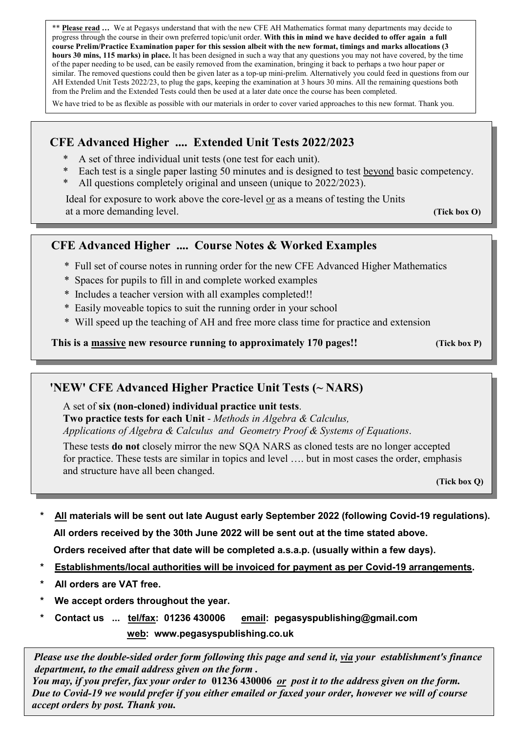** **Please read …** We at Pegasys understand that with the new CFE AH Mathematics format many departments may decide to progress through the course in their own preferred topic/unit order. **With this in mind we have decided to offer again a full course Prelim/Practice Examination paper for this session albeit with the new format, timings and marks allocations (3 hours 30 mins, 115 marks) in place.** It has been designed in such a way that any questions you may not have covered, by the time of the paper needing to be used, can be easily removed from the examination, bringing it back to perhaps a two hour paper or similar. The removed questions could then be given later as a top-up mini-prelim. Alternatively you could feed in questions from our AH Extended Unit Tests 2022/23, to plug the gaps, keeping the examination at 3 hours 30 mins. All the remaining questions both from the Prelim and the Extended Tests could then be used at a later date once the course has been completed.

We have tried to be as flexible as possible with our materials in order to cover varied approaches to this new format. Thank you.

## CFE Advanced Higher .... Extended Unit Tests 2022/2023

* A set of three individual unit tests (one test for each unit).
* Each test is a single paper lasting 50 minutes and is designed to test beyond basic competency.
* All questions completely original and unseen (unique to 2022/2023).

Ideal for exposure to work above the core-level or as a means of testing the Units at a more demanding level. **(Tick box O)**

## CFE Advanced Higher .... Course Notes & Worked Examples

* Full set of course notes in running order for the new CFE Advanced Higher Mathematics
* Spaces for pupils to fill in and complete worked examples
* Includes a teacher version with all examples completed!!
* Easily moveable topics to suit the running order in your school
* Will speed up the teaching of AH and free more class time for practice and extension

**This is a massive new resource running to approximately 170 pages!!** **(Tick box P)**

## 'NEW' CFE Advanced Higher Practice Unit Tests (~ NARS)

A set of **six (non-cloned) individual practice unit tests**.
**Two practice tests for each Unit** - *Methods in Algebra & Calculus, Applications of Algebra & Calculus and Geometry Proof & Systems of Equations*.

These tests **do not** closely mirror the new SQA NARS as cloned tests are no longer accepted for practice. These tests are similar in topics and level …. but in most cases the order, emphasis and structure have all been changed.

**(Tick box Q)**

* **All materials will be sent out late August early September 2022 (following Covid-19 regulations).**
  **All orders received by the 30th June 2022 will be sent out at the time stated above.**
  **Orders received after that date will be completed a.s.a.p. (usually within a few days).**
* **Establishments/local authorities will be invoiced for payment as per Covid-19 arrangements.**
* **All orders are VAT free.**
* **We accept orders throughout the year.**
* **Contact us ... tel/fax: 01236 430006 email: pegasyspublishing@gmail.com**
  **web: www.pegasyspublishing.co.uk**

***Please use the double-sided order form following this page and send it, via your establishment's finance department, to the email address given on the form .***
***You may, if you prefer, fax your order to 01236 430006 or post it to the address given on the form. Due to Covid-19 we would prefer if you either emailed or faxed your order, however we will of course accept orders by post. Thank you.***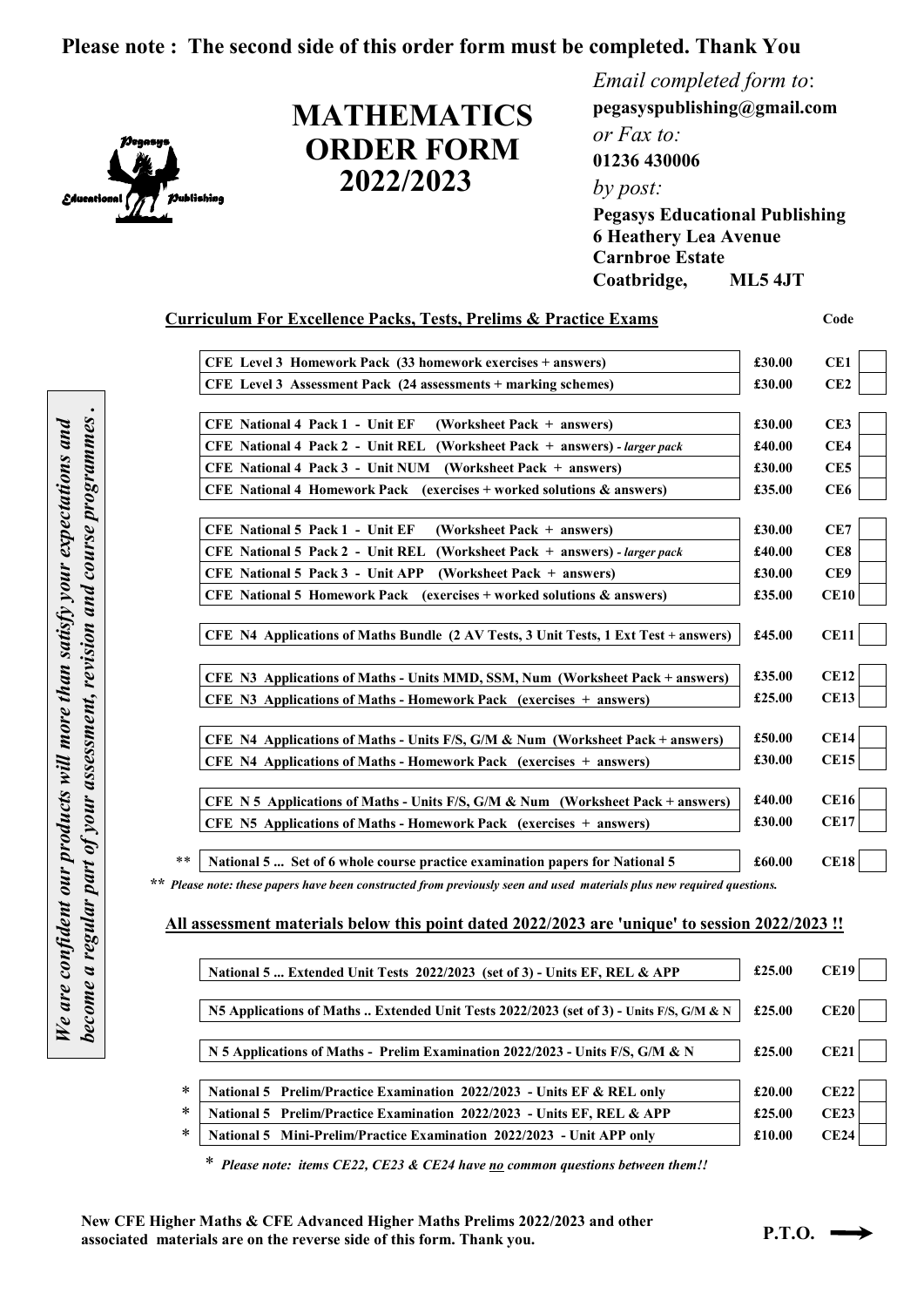**Please note : The second side of this order form must be completed. Thank You**

# MATHEMATICS ORDER FORM 2022/2023

*Email completed form to*:
**pegasyspublishing@gmail.com**
*or Fax to:*
**01236 430006**
*by post:*
**Pegasys Educational Publishing**
**6 Heathery Lea Avenue**
**Carnbroe Estate**
**Coatbridge, ML5 4JT**

*We are confident our products will more than satisfy your expectations and become a regular part of your assessment, revision and course programmes .*

## Curriculum For Excellence Packs, Tests, Prelims & Practice Exams

| | Item | Price | Code | |
|---|---|---|---|---|
| | CFE Level 3 Homework Pack (33 homework exercises + answers) | £30.00 | CE1 | |
| | CFE Level 3 Assessment Pack (24 assessments + marking schemes) | £30.00 | CE2 | |
| | CFE National 4 Pack 1 - Unit EF (Worksheet Pack + answers) | £30.00 | CE3 | |
| | CFE National 4 Pack 2 - Unit REL (Worksheet Pack + answers) - *larger pack* | £40.00 | CE4 | |
| | CFE National 4 Pack 3 - Unit NUM (Worksheet Pack + answers) | £30.00 | CE5 | |
| | CFE National 4 Homework Pack (exercises + worked solutions & answers) | £35.00 | CE6 | |
| | CFE National 5 Pack 1 - Unit EF (Worksheet Pack + answers) | £30.00 | CE7 | |
| | CFE National 5 Pack 2 - Unit REL (Worksheet Pack + answers) - *larger pack* | £40.00 | CE8 | |
| | CFE National 5 Pack 3 - Unit APP (Worksheet Pack + answers) | £30.00 | CE9 | |
| | CFE National 5 Homework Pack (exercises + worked solutions & answers) | £35.00 | CE10 | |
| | CFE N4 Applications of Maths Bundle (2 AV Tests, 3 Unit Tests, 1 Ext Test + answers) | £45.00 | CE11 | |
| | CFE N3 Applications of Maths - Units MMD, SSM, Num (Worksheet Pack + answers) | £35.00 | CE12 | |
| | CFE N3 Applications of Maths - Homework Pack (exercises + answers) | £25.00 | CE13 | |
| | CFE N4 Applications of Maths - Units F/S, G/M & Num (Worksheet Pack + answers) | £50.00 | CE14 | |
| | CFE N4 Applications of Maths - Homework Pack (exercises + answers) | £30.00 | CE15 | |
| | CFE N 5 Applications of Maths - Units F/S, G/M & Num (Worksheet Pack + answers) | £40.00 | CE16 | |
| | CFE N5 Applications of Maths - Homework Pack (exercises + answers) | £30.00 | CE17 | |
| ** | National 5 ... Set of 6 whole course practice examination papers for National 5 | £60.00 | CE18 | |

** *Please note: these papers have been constructed from previously seen and used materials plus new required questions.*

## All assessment materials below this point dated 2022/2023 are 'unique' to session 2022/2023 !!

| | Item | Price | Code | |
|---|---|---|---|---|
| | National 5 ... Extended Unit Tests 2022/2023 (set of 3) - Units EF, REL & APP | £25.00 | CE19 | |
| | N5 Applications of Maths .. Extended Unit Tests 2022/2023 (set of 3) - Units F/S, G/M & N | £25.00 | CE20 | |
| | N 5 Applications of Maths - Prelim Examination 2022/2023 - Units F/S, G/M & N | £25.00 | CE21 | |
| * | National 5 Prelim/Practice Examination 2022/2023 - Units EF & REL only | £20.00 | CE22 | |
| * | National 5 Prelim/Practice Examination 2022/2023 - Units EF, REL & APP | £25.00 | CE23 | |
| * | National 5 Mini-Prelim/Practice Examination 2022/2023 - Unit APP only | £10.00 | CE24 | |

\* *Please note: items CE22, CE23 & CE24 have no common questions between them!!*

**New CFE Higher Maths & CFE Advanced Higher Maths Prelims 2022/2023 and other associated materials are on the reverse side of this form. Thank you.**

**P.T.O.** →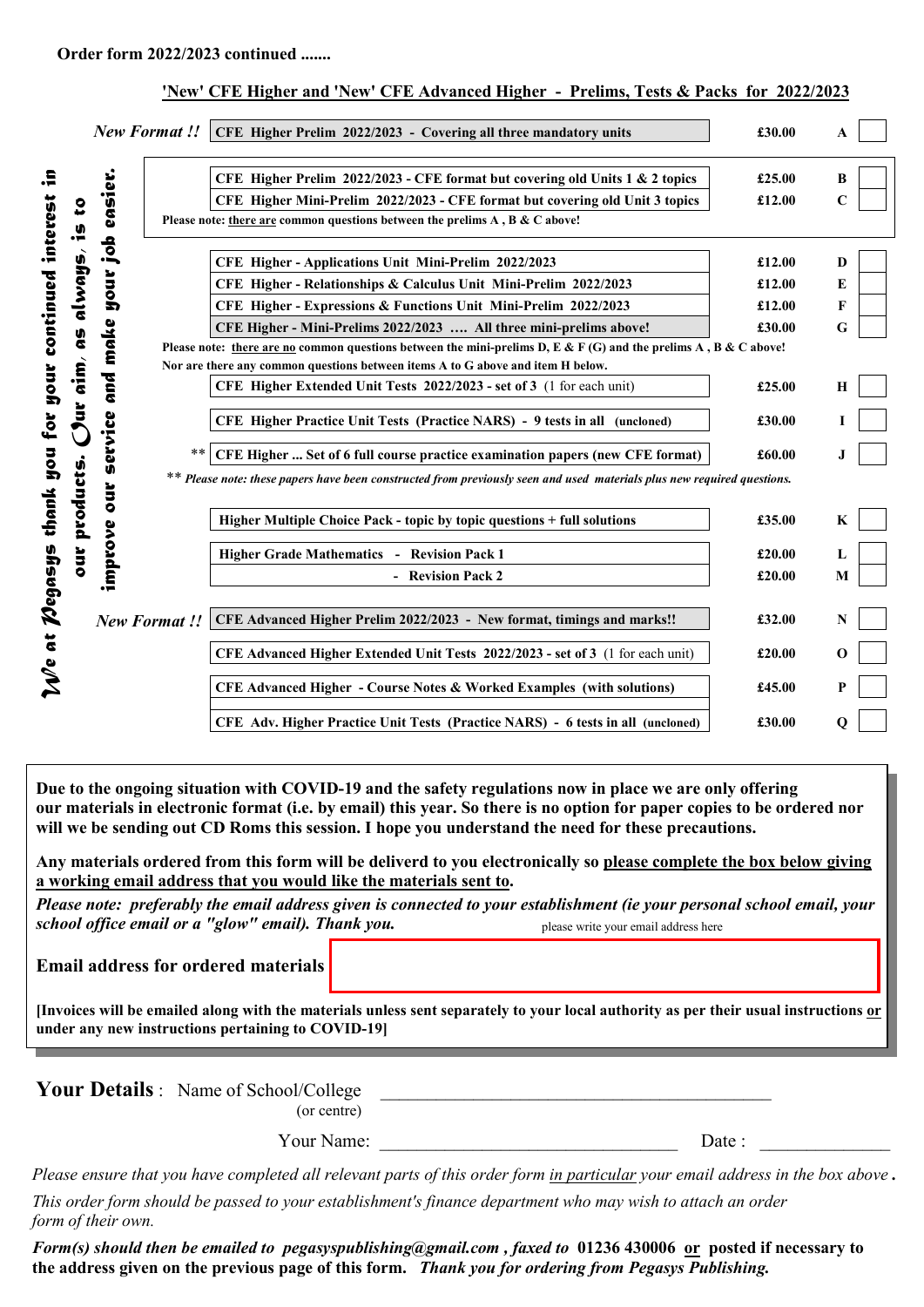**Order form 2022/2023 continued .......**

## 'New' CFE Higher and 'New' CFE Advanced Higher - Prelims, Tests & Packs for 2022/2023

*We at Pegasys thank you for your continued interest in our products. Our aim, as always, is to improve our service and make your job easier.*

| | | | | |
|---|---|---|---|---|
| *New Format !!* | **CFE Higher Prelim 2022/2023 - Covering all three mandatory units** | **£30.00** | **A** | |
| | **CFE Higher Prelim 2022/2023 - CFE format but covering old Units 1 & 2 topics** | **£25.00** | **B** | |
| | **CFE Higher Mini-Prelim 2022/2023 - CFE format but covering old Unit 3 topics** | **£12.00** | **C** | |

**Please note: there are common questions between the prelims A , B & C above!**

| | | | |
|---|---|---|---|
| **CFE Higher - Applications Unit Mini-Prelim 2022/2023** | **£12.00** | **D** | |
| **CFE Higher - Relationships & Calculus Unit Mini-Prelim 2022/2023** | **£12.00** | **E** | |
| **CFE Higher - Expressions & Functions Unit Mini-Prelim 2022/2023** | **£12.00** | **F** | |
| **CFE Higher - Mini-Prelims 2022/2023 .... All three mini-prelims above!** | **£30.00** | **G** | |

**Please note: there are no common questions between the mini-prelims D, E & F (G) and the prelims A , B & C above!**
**Nor are there any common questions between items A to G above and item H below.**

| | | | | |
|---|---|---|---|---|
| | **CFE Higher Extended Unit Tests 2022/2023 - set of 3** (1 for each unit) | **£25.00** | **H** | |
| | **CFE Higher Practice Unit Tests (Practice NARS) - 9 tests in all (uncloned)** | **£30.00** | **I** | |
| ** | **CFE Higher ... Set of 6 full course practice examination papers (new CFE format)** | **£60.00** | **J** | |

** *Please note: these papers have been constructed from previously seen and used materials plus new required questions.*

| | | | | |
|---|---|---|---|---|
| | **Higher Multiple Choice Pack - topic by topic questions + full solutions** | **£35.00** | **K** | |
| | **Higher Grade Mathematics - Revision Pack 1** | **£20.00** | **L** | |
| | **- Revision Pack 2** | **£20.00** | **M** | |
| *New Format !!* | **CFE Advanced Higher Prelim 2022/2023 - New format, timings and marks!!** | **£32.00** | **N** | |
| | **CFE Advanced Higher Extended Unit Tests 2022/2023 - set of 3** (1 for each unit) | **£20.00** | **O** | |
| | **CFE Advanced Higher - Course Notes & Worked Examples (with solutions)** | **£45.00** | **P** | |
| | **CFE Adv. Higher Practice Unit Tests (Practice NARS) - 6 tests in all (uncloned)** | **£30.00** | **Q** | |

**Due to the ongoing situation with COVID-19 and the safety regulations now in place we are only offering our materials in electronic format (i.e. by email) this year. So there is no option for paper copies to be ordered nor will we be sending out CD Roms this session. I hope you understand the need for these precautions.**

**Any materials ordered from this form will be deliverd to you electronically so please complete the box below giving a working email address that you would like the materials sent to.**

***Please note: preferably the email address given is connected to your establishment (ie your personal school email, your school office email or a "glow" email). Thank you.***

please write your email address here

**Email address for ordered materials** ____________________

**[Invoices will be emailed along with the materials unless sent separately to your local authority as per their usual instructions or under any new instructions pertaining to COVID-19]**

**Your Details** : Name of School/College (or centre) ____________________

Your Name: ____________________ Date : ______________

*Please ensure that you have completed all relevant parts of this order form in particular your email address in the box above .*

*This order form should be passed to your establishment's finance department who may wish to attach an order form of their own.*

***Form(s) should then be emailed to pegasyspublishing@gmail.com , faxed to* 01236 430006 or posted if necessary to the address given on the previous page of this form.** ***Thank you for ordering from Pegasys Publishing.***